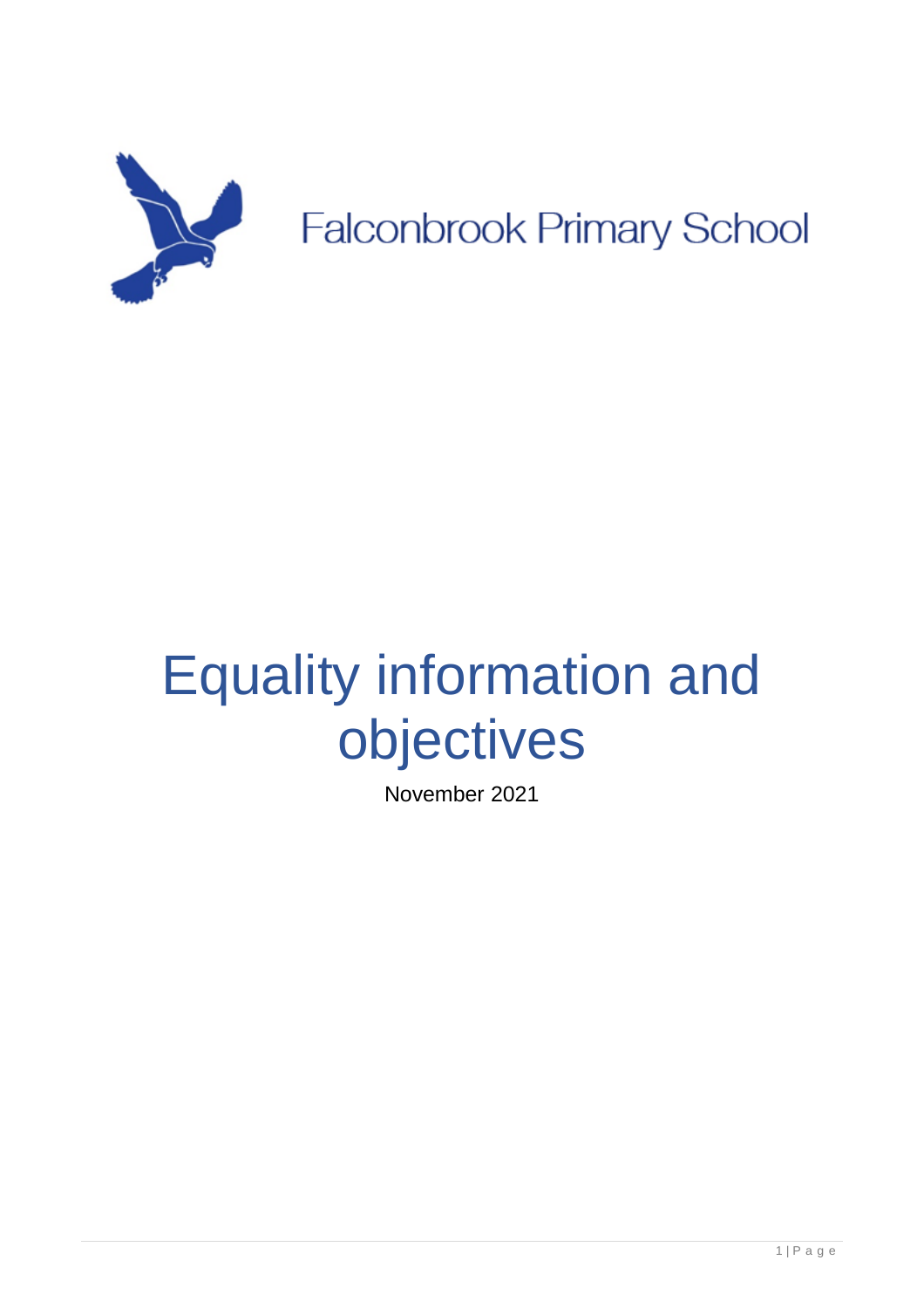Falconbrook Primary School

# Equality information and objectives

November 2021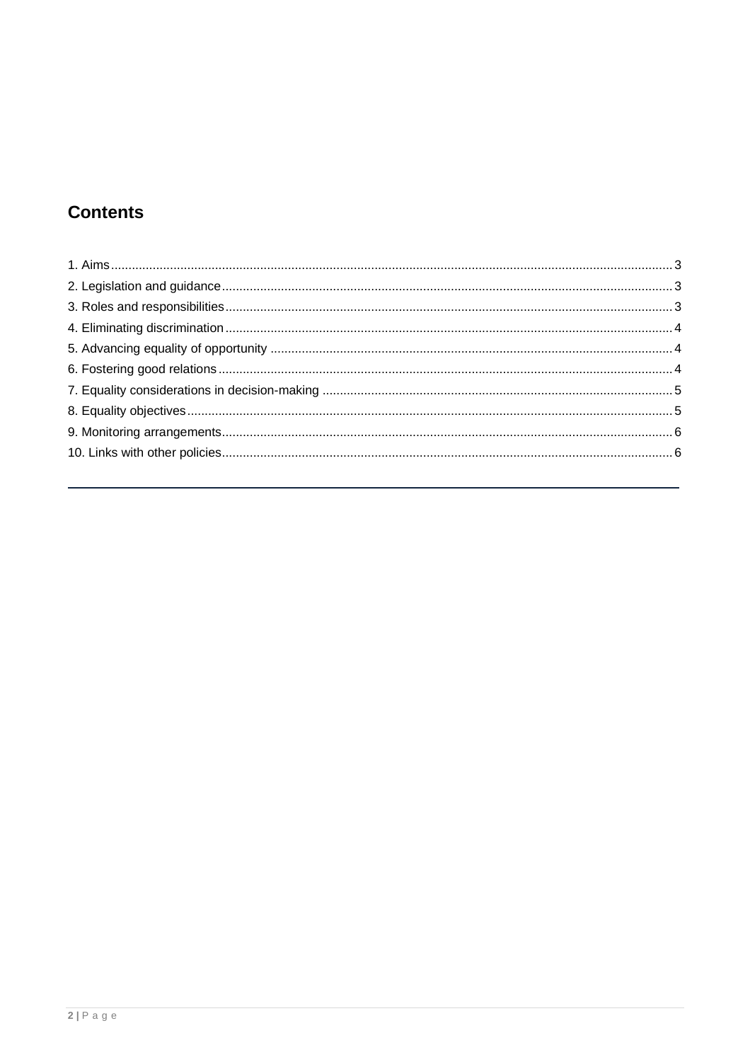## Contents

1. Aims ........................................................................................................................ 3
2. Legislation and guidance ........................................................................................ 3
3. Roles and responsibilities ....................................................................................... 3
4. Eliminating discrimination ....................................................................................... 4
5. Advancing equality of opportunity .......................................................................... 4
6. Fostering good relations ......................................................................................... 4
7. Equality considerations in decision-making ............................................................ 5
8. Equality objectives .................................................................................................. 5
9. Monitoring arrangements ......................................................................................... 6
10. Links with other policies ........................................................................................ 6

---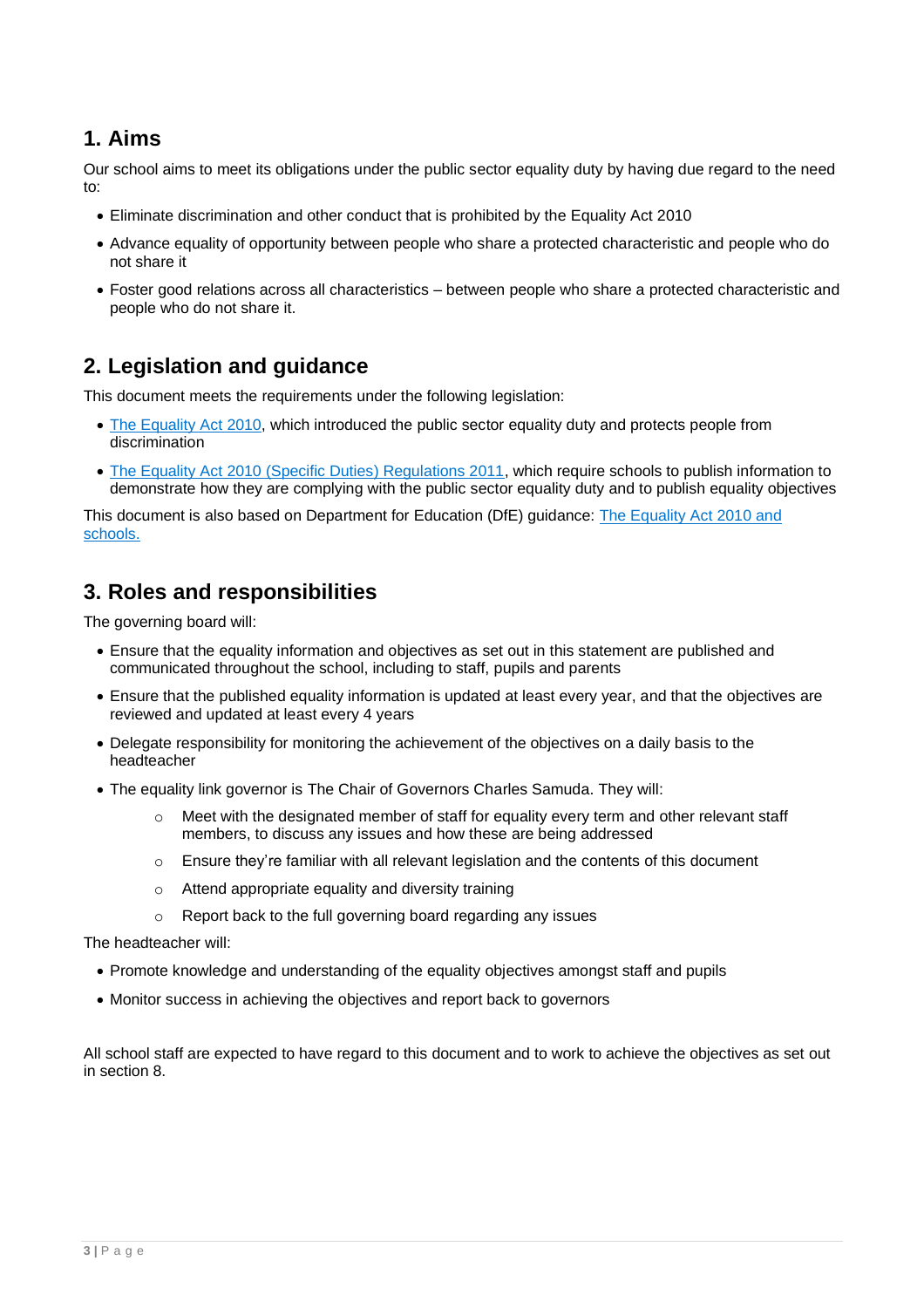## 1. Aims

Our school aims to meet its obligations under the public sector equality duty by having due regard to the need to:

- Eliminate discrimination and other conduct that is prohibited by the Equality Act 2010
- Advance equality of opportunity between people who share a protected characteristic and people who do not share it
- Foster good relations across all characteristics – between people who share a protected characteristic and people who do not share it.

## 2. Legislation and guidance

This document meets the requirements under the following legislation:

- The Equality Act 2010, which introduced the public sector equality duty and protects people from discrimination
- The Equality Act 2010 (Specific Duties) Regulations 2011, which require schools to publish information to demonstrate how they are complying with the public sector equality duty and to publish equality objectives

This document is also based on Department for Education (DfE) guidance: The Equality Act 2010 and schools.

## 3. Roles and responsibilities

The governing board will:

- Ensure that the equality information and objectives as set out in this statement are published and communicated throughout the school, including to staff, pupils and parents
- Ensure that the published equality information is updated at least every year, and that the objectives are reviewed and updated at least every 4 years
- Delegate responsibility for monitoring the achievement of the objectives on a daily basis to the headteacher
- The equality link governor is The Chair of Governors Charles Samuda. They will:
  - Meet with the designated member of staff for equality every term and other relevant staff members, to discuss any issues and how these are being addressed
  - Ensure they're familiar with all relevant legislation and the contents of this document
  - Attend appropriate equality and diversity training
  - Report back to the full governing board regarding any issues

The headteacher will:

- Promote knowledge and understanding of the equality objectives amongst staff and pupils
- Monitor success in achieving the objectives and report back to governors

All school staff are expected to have regard to this document and to work to achieve the objectives as set out in section 8.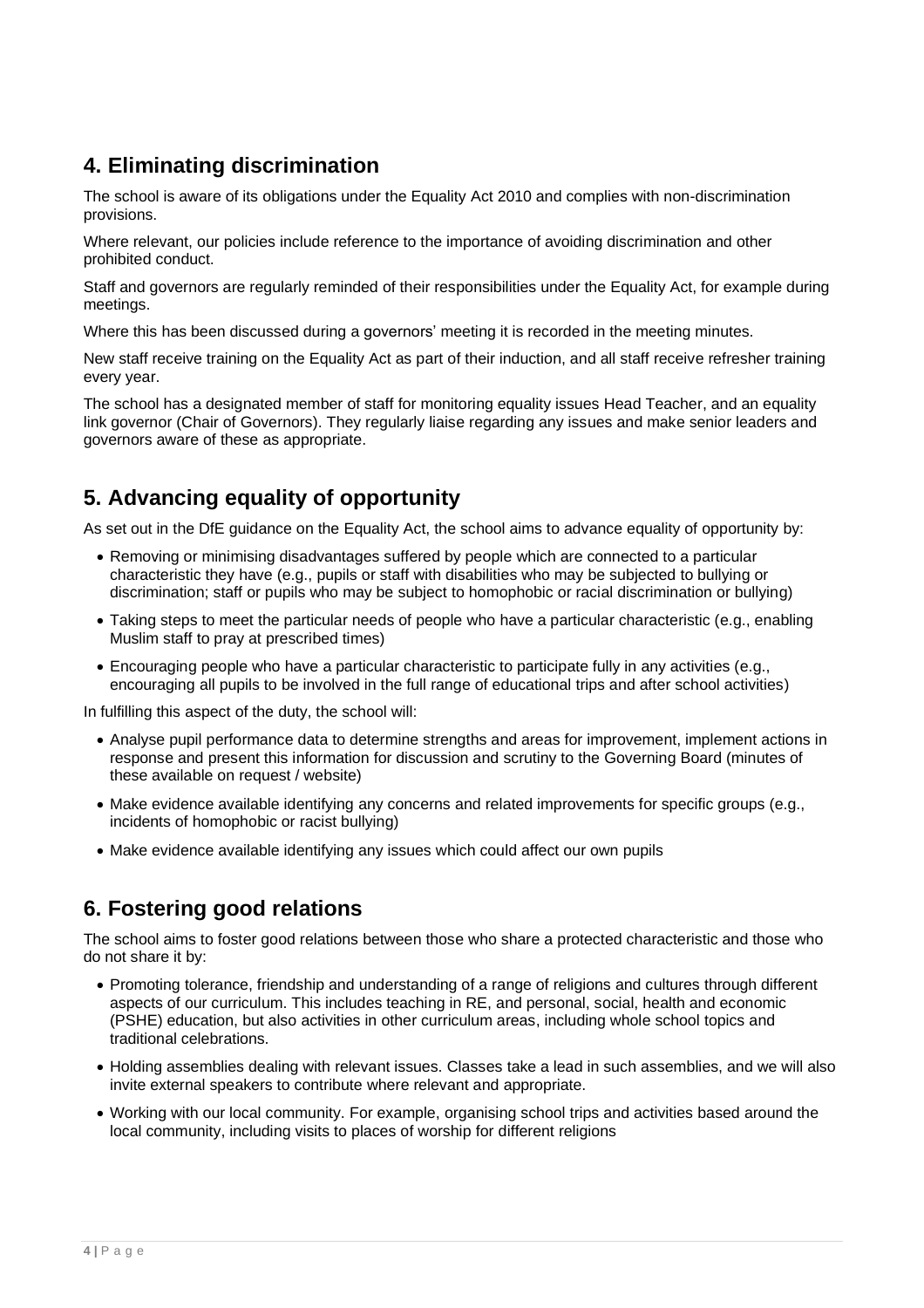## 4. Eliminating discrimination

The school is aware of its obligations under the Equality Act 2010 and complies with non-discrimination provisions.

Where relevant, our policies include reference to the importance of avoiding discrimination and other prohibited conduct.

Staff and governors are regularly reminded of their responsibilities under the Equality Act, for example during meetings.

Where this has been discussed during a governors' meeting it is recorded in the meeting minutes.

New staff receive training on the Equality Act as part of their induction, and all staff receive refresher training every year.

The school has a designated member of staff for monitoring equality issues Head Teacher, and an equality link governor (Chair of Governors). They regularly liaise regarding any issues and make senior leaders and governors aware of these as appropriate.

## 5. Advancing equality of opportunity

As set out in the DfE guidance on the Equality Act, the school aims to advance equality of opportunity by:

- Removing or minimising disadvantages suffered by people which are connected to a particular characteristic they have (e.g., pupils or staff with disabilities who may be subjected to bullying or discrimination; staff or pupils who may be subject to homophobic or racial discrimination or bullying)
- Taking steps to meet the particular needs of people who have a particular characteristic (e.g., enabling Muslim staff to pray at prescribed times)
- Encouraging people who have a particular characteristic to participate fully in any activities (e.g., encouraging all pupils to be involved in the full range of educational trips and after school activities)

In fulfilling this aspect of the duty, the school will:

- Analyse pupil performance data to determine strengths and areas for improvement, implement actions in response and present this information for discussion and scrutiny to the Governing Board (minutes of these available on request / website)
- Make evidence available identifying any concerns and related improvements for specific groups (e.g., incidents of homophobic or racist bullying)
- Make evidence available identifying any issues which could affect our own pupils

## 6. Fostering good relations

The school aims to foster good relations between those who share a protected characteristic and those who do not share it by:

- Promoting tolerance, friendship and understanding of a range of religions and cultures through different aspects of our curriculum. This includes teaching in RE, and personal, social, health and economic (PSHE) education, but also activities in other curriculum areas, including whole school topics and traditional celebrations.
- Holding assemblies dealing with relevant issues. Classes take a lead in such assemblies, and we will also invite external speakers to contribute where relevant and appropriate.
- Working with our local community. For example, organising school trips and activities based around the local community, including visits to places of worship for different religions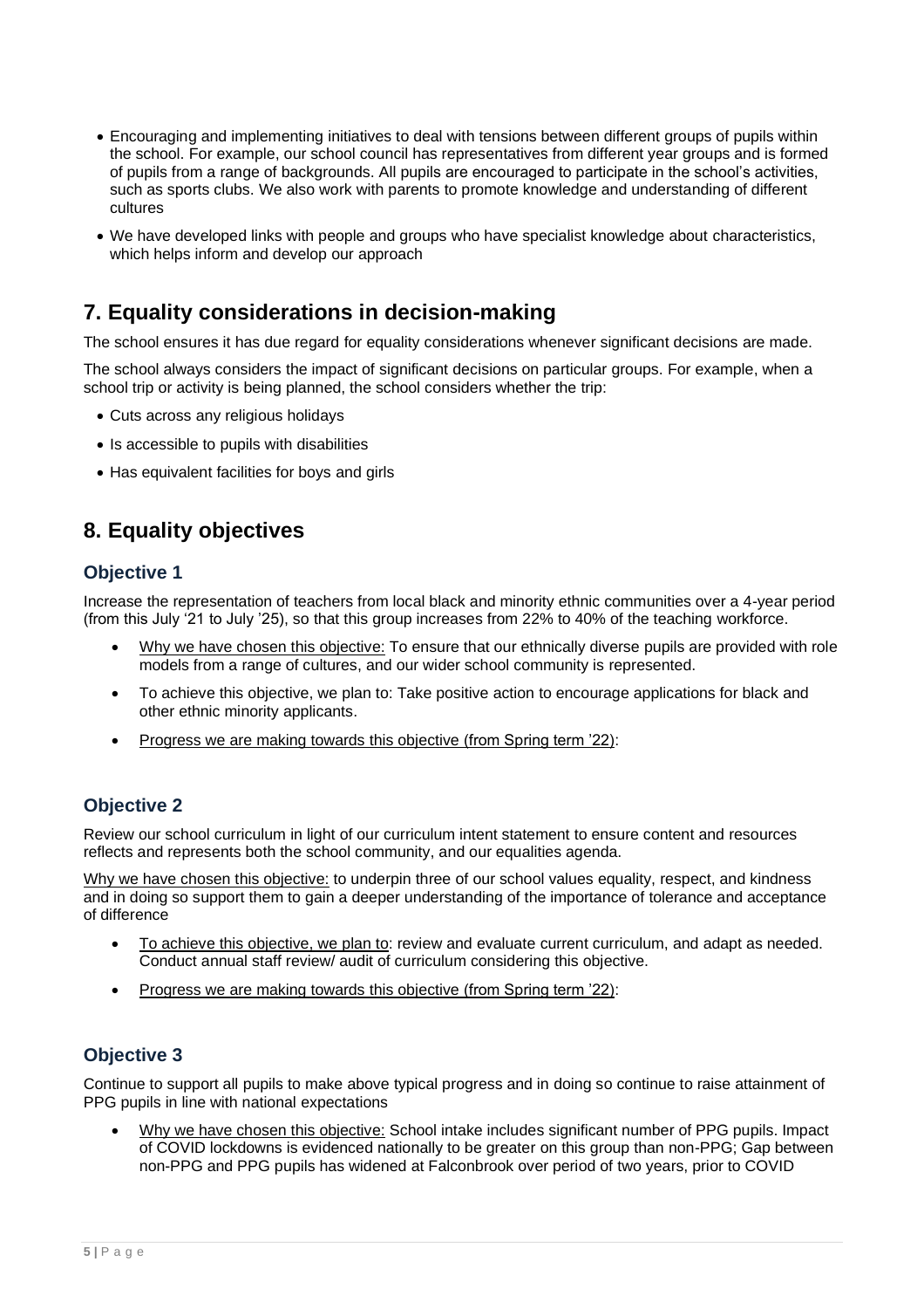- Encouraging and implementing initiatives to deal with tensions between different groups of pupils within the school. For example, our school council has representatives from different year groups and is formed of pupils from a range of backgrounds. All pupils are encouraged to participate in the school's activities, such as sports clubs. We also work with parents to promote knowledge and understanding of different cultures
- We have developed links with people and groups who have specialist knowledge about characteristics, which helps inform and develop our approach

## 7. Equality considerations in decision-making

The school ensures it has due regard for equality considerations whenever significant decisions are made.

The school always considers the impact of significant decisions on particular groups. For example, when a school trip or activity is being planned, the school considers whether the trip:

- Cuts across any religious holidays
- Is accessible to pupils with disabilities
- Has equivalent facilities for boys and girls

## 8. Equality objectives

### Objective 1

Increase the representation of teachers from local black and minority ethnic communities over a 4-year period (from this July '21 to July '25), so that this group increases from 22% to 40% of the teaching workforce.

- Why we have chosen this objective: To ensure that our ethnically diverse pupils are provided with role models from a range of cultures, and our wider school community is represented.
- To achieve this objective, we plan to: Take positive action to encourage applications for black and other ethnic minority applicants.
- Progress we are making towards this objective (from Spring term '22):

### Objective 2

Review our school curriculum in light of our curriculum intent statement to ensure content and resources reflects and represents both the school community, and our equalities agenda.

Why we have chosen this objective: to underpin three of our school values equality, respect, and kindness and in doing so support them to gain a deeper understanding of the importance of tolerance and acceptance of difference

- To achieve this objective, we plan to: review and evaluate current curriculum, and adapt as needed. Conduct annual staff review/ audit of curriculum considering this objective.
- Progress we are making towards this objective (from Spring term '22):

### Objective 3

Continue to support all pupils to make above typical progress and in doing so continue to raise attainment of PPG pupils in line with national expectations

- Why we have chosen this objective: School intake includes significant number of PPG pupils. Impact of COVID lockdowns is evidenced nationally to be greater on this group than non-PPG; Gap between non-PPG and PPG pupils has widened at Falconbrook over period of two years, prior to COVID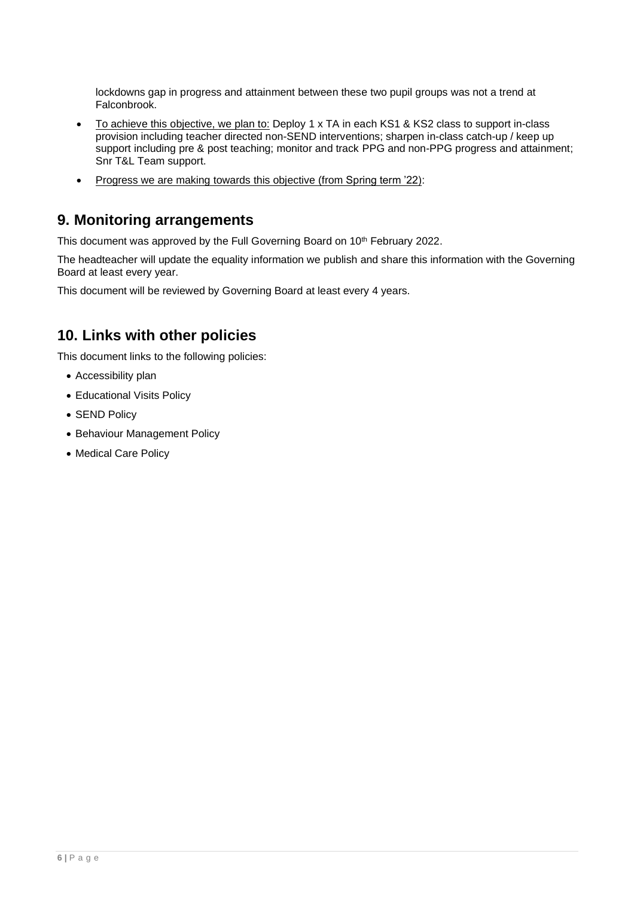lockdowns gap in progress and attainment between these two pupil groups was not a trend at Falconbrook.

- To achieve this objective, we plan to: Deploy 1 x TA in each KS1 & KS2 class to support in-class provision including teacher directed non-SEND interventions; sharpen in-class catch-up / keep up support including pre & post teaching; monitor and track PPG and non-PPG progress and attainment; Snr T&L Team support.
- Progress we are making towards this objective (from Spring term '22):

## 9. Monitoring arrangements

This document was approved by the Full Governing Board on 10th February 2022.

The headteacher will update the equality information we publish and share this information with the Governing Board at least every year.

This document will be reviewed by Governing Board at least every 4 years.

## 10. Links with other policies

This document links to the following policies:

- Accessibility plan
- Educational Visits Policy
- SEND Policy
- Behaviour Management Policy
- Medical Care Policy